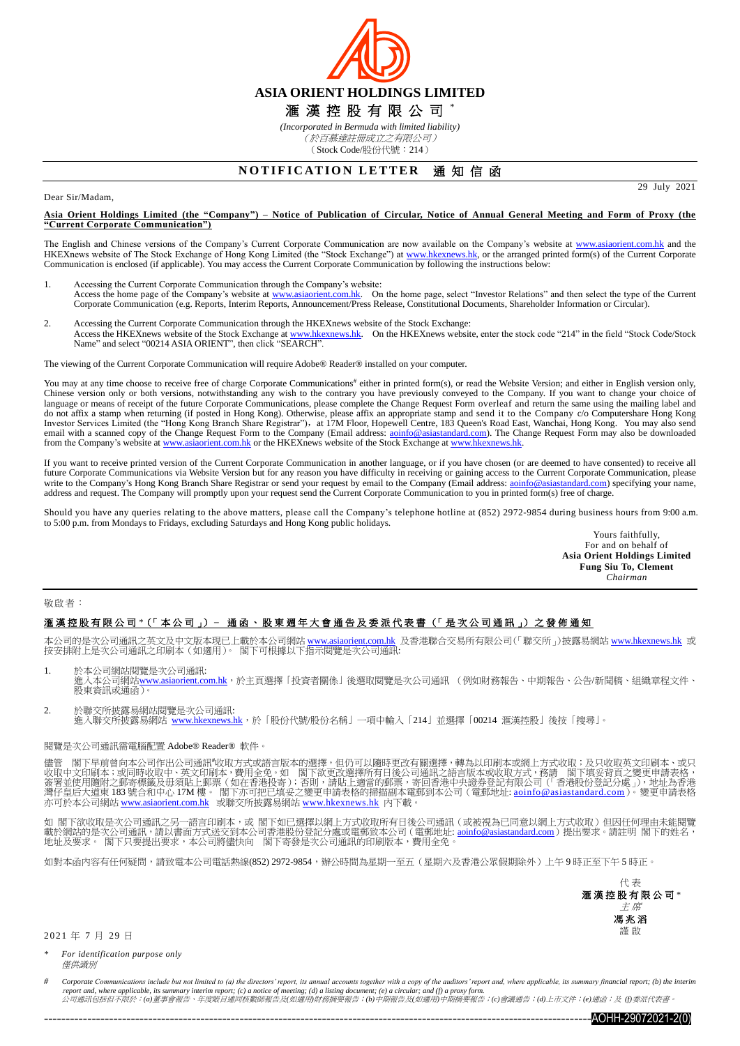# ASIA ORIENT HOLDINGS LIMITED

# 滙 漢 控 股 有 限 公 司 *

*(Incorporated in Bermuda with limited liability)*

*(於百慕達註冊成立之有限公司)*

(Stock Code/股份代號：214)

## NOTIFICATION LETTER 通 知 信 函

29 July 2021

Dear Sir/Madam,

**Asia Orient Holdings Limited (the "Company") – Notice of Publication of Circular, Notice of Annual General Meeting and Form of Proxy (the "Current Corporate Communication")**

The English and Chinese versions of the Company's Current Corporate Communication are now available on the Company's website at www.asiaorient.com.hk and the HKEXnews website of The Stock Exchange of Hong Kong Limited (the "Stock Exchange") at www.hkexnews.hk, or the arranged printed form(s) of the Current Corporate Communication is enclosed (if applicable). You may access the Current Corporate Communication by following the instructions below:

1. Accessing the Current Corporate Communication through the Company's website:
   Access the home page of the Company's website at www.asiaorient.com.hk. On the home page, select "Investor Relations" and then select the type of the Current Corporate Communication (e.g. Reports, Interim Reports, Announcement/Press Release, Constitutional Documents, Shareholder Information or Circular).

2. Accessing the Current Corporate Communication through the HKEXnews website of the Stock Exchange:
   Access the HKEXnews website of the Stock Exchange at www.hkexnews.hk. On the HKEXnews website, enter the stock code "214" in the field "Stock Code/Stock Name" and select "00214 ASIA ORIENT", then click "SEARCH".

The viewing of the Current Corporate Communication will require Adobe® Reader® installed on your computer.

You may at any time choose to receive free of charge Corporate Communications# either in printed form(s), or read the Website Version; and either in English version only, Chinese version only or both versions, notwithstanding any wish to the contrary you have previously conveyed to the Company. If you want to change your choice of language or means of receipt of the future Corporate Communications, please complete the Change Request Form overleaf and return the same using the mailing label and do not affix a stamp when returning (if posted in Hong Kong). Otherwise, please affix an appropriate stamp and send it to the Company c/o Computershare Hong Kong Investor Services Limited (the "Hong Kong Branch Share Registrar"), at 17M Floor, Hopewell Centre, 183 Queen's Road East, Wanchai, Hong Kong. You may also send email with a scanned copy of the Change Request Form to the Company (Email address: aoinfo@asiastandard.com). The Change Request Form may also be downloaded from the Company's website at www.asiaorient.com.hk or the HKEXnews website of the Stock Exchange at www.hkexnews.hk.

If you want to receive printed version of the Current Corporate Communication in another language, or if you have chosen (or are deemed to have consented) to receive all future Corporate Communications via Website Version but for any reason you have difficulty in receiving or gaining access to the Current Corporate Communication, please write to the Company's Hong Kong Branch Share Registrar or send your request by email to the Company (Email address: aoinfo@asiastandard.com) specifying your name, address and request. The Company will promptly upon your request send the Current Corporate Communication to you in printed form(s) free of charge.

Should you have any queries relating to the above matters, please call the Company's telephone hotline at (852) 2972-9854 during business hours from 9:00 a.m. to 5:00 p.m. from Mondays to Fridays, excluding Saturdays and Hong Kong public holidays.

Yours faithfully,
For and on behalf of
**Asia Orient Holdings Limited**
**Fung Siu To, Clement**
*Chairman*

---

敬啟者：

**滙漢控股有限公司*（「本公司」）– 通函、股東週年大會通告及委派代表書（「是次公司通訊」）之發佈通知**

本公司的是次公司通訊之英文及中文版本現已上載於本公司網站 www.asiaorient.com.hk 及香港聯合交易所有限公司(「聯交所」)披露易網站 www.hkexnews.hk 或按安排附上是次公司通訊之印刷本（如適用）。閣下可根據以下指示閱覽是次公司通訊:

1. 於本公司網站閱覽是次公司通訊:
   進入本公司網站www.asiaorient.com.hk，於主頁選擇「投資者關係」後選取閱覽是次公司通訊 （例如財務報告、中期報告、公告/新聞稿、組織章程文件、股東資訊或通函）。

2. 於聯交所披露易網站閱覽是次公司通訊:
   進入聯交所披露易網站 www.hkexnews.hk，於「股份代號/股份名稱」一項中輸入「214」並選擇「00214 滙漢控股」後按「搜尋」。

閱覽是次公司通訊需電腦配置 Adobe® Reader® 軟件。

儘管 閣下早前曾向本公司作出公司通訊#收取方式或語言版本的選擇，但仍可以隨時更改有關選擇，轉為以印刷本或網上方式收取；及只收取英文印刷本、或只收取中文印刷本；或同時收取中、英文印刷本，費用全免。如 閣下欲更改選擇所有日後公司通訊之語言版本或收取方式，務請 閣下填妥背頁之變更申請表格，簽署並使用隨附之郵寄標籤及毋須貼上郵票（如在香港投寄）；否則，請貼上適當的郵票，寄回香港中央證券登記有限公司（「香港股份登記分處」），地址為香港灣仔皇后大道東 183 號合和中心 17M 樓。 閣下亦可把已填妥之變更申請表格的掃描副本電郵到本公司（電郵地址: aoinfo@asiastandard.com）。變更申請表格亦可於本公司網站 www.asiaorient.com.hk 或聯交所披露易網站 www.hkexnews.hk 內下載。

如 閣下欲收取是次公司通訊之另一語言印刷本，或 閣下如已選擇以網上方式收取所有日後公司通訊（或被視為已同意以網上方式收取）但因任何理由未能閱覽載於網站的是次公司通訊，請以書面方式送交到本公司香港股份登記分處或電郵致本公司（電郵地址: aoinfo@asiastandard.com）提出要求。請註明 閣下的姓名，地址及要求。 閣下只要提出要求，本公司將儘快向 閣下寄發是次公司通訊的印刷版本，費用全免。

如對本函內容有任何疑問，請致電本公司電話熱線(852) 2972-9854，辦公時間為星期一至五（星期六及香港公眾假期除外）上午 9 時正至下午 5 時正。

代表
**滙漢控股有限公司***
*主席*
**馮兆滔**
謹啟

2021 年 7 月 29 日

\* *For identification purpose only*
*僅供識別*

\# *Corporate Communications include but not limited to (a) the directors' report, its annual accounts together with a copy of the auditors' report and, where applicable, its summary financial report; (b) the interim report and, where applicable, its summary interim report; (c) a notice of meeting; (d) a listing document; (e) a circular; and (f) a proxy form.*
*公司通訊包括但不限於：(a)董事會報告、年度賬目連同核數師報告及(如適用)財務摘要報告；(b)中期報告及(如適用)中期摘要報告；(c)會議通告；(d)上市文件；(e)通函；及 (f)委派代表書。*

AOHH-29072021-2(0)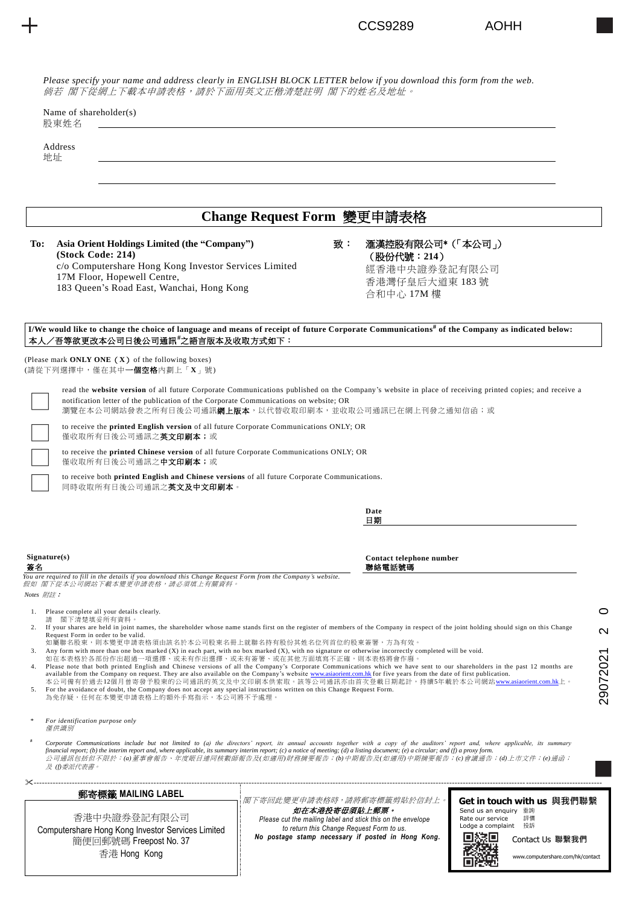CCS9289 AOHH

*Please specify your name and address clearly in ENGLISH BLOCK LETTER below if you download this form from the web.*
*倘若 閣下從網上下載本申請表格，請於下面用英文正楷清楚註明 閣下的姓名及地址。*

Name of shareholder(s)
股東姓名 ____________________

Address
地址 ____________________

____________________

# Change Request Form 變更申請表格

**To: Asia Orient Holdings Limited (the "Company")**
**(Stock Code: 214)**
c/o Computershare Hong Kong Investor Services Limited
17M Floor, Hopewell Centre,
183 Queen's Road East, Wanchai, Hong Kong

**致： 滙漢控股有限公司\*（「本公司」）**
**（股份代號：214）**
經香港中央證券登記有限公司
香港灣仔皇后大道東 183 號
合和中心 17M 樓

**I/We would like to change the choice of language and means of receipt of future Corporate Communications# of the Company as indicated below:**
**本人／吾等欲更改本公司日後公司通訊#之語言版本及收取方式如下：**

(Please mark **ONLY ONE** (**X**) of the following boxes)
(請從下列選擇中，僅在其中**一個空格**內劃上「**X**」號)

☐ read the **website version** of all future Corporate Communications published on the Company's website in place of receiving printed copies; and receive a notification letter of the publication of the Corporate Communications on website; OR
瀏覽在本公司網站發表之所有日後公司通訊**網上版本**，以代替收取印刷本，並收取公司通訊已在網上刊發之通知信函；或

☐ to receive the **printed English version** of all future Corporate Communications ONLY; OR
僅收取所有日後公司通訊之**英文印刷本**；或

☐ to receive the **printed Chinese version** of all future Corporate Communications ONLY; OR
僅收取所有日後公司通訊之**中文印刷本**；或

☐ to receive both **printed English and Chinese versions** of all future Corporate Communications.
同時收取所有日後公司通訊之**英文及中文印刷本**。

**Date**
**日期** ____________________

**Signature(s)**
**簽名** ____________________

**Contact telephone number**
**聯絡電話號碼** ____________________

*You are required to fill in the details if you download this Change Request Form from the Company's website.*
*假如 閣下從本公司網站下載本變更申請表格，請必須填上有關資料。*

*Notes 附註：*

1. Please complete all your details clearly.
   請 閣下清楚填妥所有資料。
2. If your shares are held in joint names, the shareholder whose name stands first on the register of members of the Company in respect of the joint holding should sign on this Change Request Form in order to be valid.
   如屬聯名股東，則本變更申請表格須由該名於本公司股東名冊上就聯名持有股份其姓名位列首位的股東簽署，方為有效。
3. Any form with more than one box marked (X) in each part, with no box marked (X), with no signature or otherwise incorrectly completed will be void.
   如在本表格於各部份作出超過一項選擇，或未有作出選擇，或未有簽署，或在其他方面填寫不正確，則本表格將會作廢。
4. Please note that both printed English and Chinese versions of all the Company's Corporate Communications which we have sent to our shareholders in the past 12 months are available from the Company on request. They are also available on the Company's website www.asiaorient.com.hk for five years from the date of first publication.
   本公司備有於過去12個月曾寄發予股東的公司通訊的英文及中文印刷本供索取。該等公司通訊亦由首次登載日期起計，持續5年載於本公司網站www.asiaorient.com.hk上。
5. For the avoidance of doubt, the Company does not accept any special instructions written on this Change Request Form.
   為免存疑，任何在本變更申請表格上的額外手寫指示，本公司將不予處理。

\* *For identification purpose only*
*僅供識別*

\# *Corporate Communications include but not limited to (a) the directors' report, its annual accounts together with a copy of the auditors' report and, where applicable, its summary financial report; (b) the interim report and, where applicable, its summary interim report; (c) a notice of meeting; (d) a listing document; (e) a circular; and (f) a proxy form.*
*公司通訊包括但不限於：(a)董事會報告、年度賬目連同核數師報告及(如適用)財務摘要報告；(b)中期報告及(如適用)中期摘要報告；(c)會議通告；(d)上市文件；(e)通函；及 (f)委派代表書。*

29072021 2 0

---

**郵寄標籤 MAILING LABEL**

香港中央證券登記有限公司
Computershare Hong Kong Investor Services Limited
簡便回郵號碼 Freepost No. 37
香港 Hong Kong

*閣下寄回此變更申請表格時，請將郵寄標籤剪貼於信封上。*
***如在本港投寄毋須貼上郵票。***
*Please cut the mailing label and stick this on the envelope to return this Change Request Form to us.*
***No postage stamp necessary if posted in Hong Kong.***

**Get in touch with us 與我們聯繫**
Send us an enquiry 查詢
Rate our service 評價
Lodge a complaint 投訴
Contact Us 聯繫我們
www.computershare.com/hk/contact